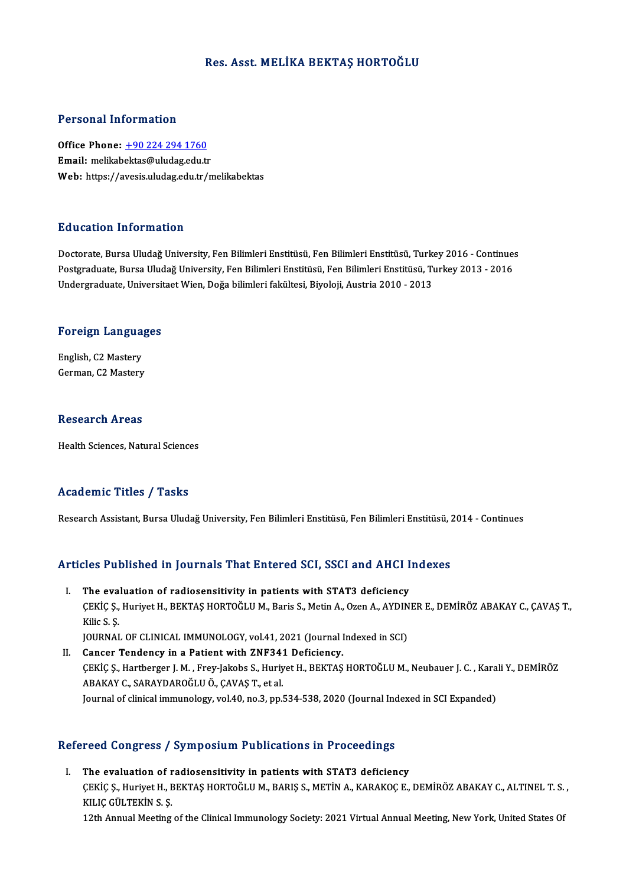# Res. Asst. MELİKA BEKTAŞ HORTOĞLU

## Personal Information

**Office Phone:** +90 224 294 1760
**Email:** melikabektas@uludag.edu.tr
**Web:** https://avesis.uludag.edu.tr/melikabektas

## Education Information

Doctorate, Bursa Uludağ University, Fen Bilimleri Enstitüsü, Fen Bilimleri Enstitüsü, Turkey 2016 - Continues
Postgraduate, Bursa Uludağ University, Fen Bilimleri Enstitüsü, Fen Bilimleri Enstitüsü, Turkey 2013 - 2016
Undergraduate, Universitaet Wien, Doğa bilimleri fakültesi, Biyoloji, Austria 2010 - 2013

## Foreign Languages

English, C2 Mastery
German, C2 Mastery

## Research Areas

Health Sciences, Natural Sciences

## Academic Titles / Tasks

Research Assistant, Bursa Uludağ University, Fen Bilimleri Enstitüsü, Fen Bilimleri Enstitüsü, 2014 - Continues

## Articles Published in Journals That Entered SCI, SSCI and AHCI Indexes

I. **The evaluation of radiosensitivity in patients with STAT3 deficiency**
ÇEKİÇ Ş., Huriyet H., BEKTAŞ HORTOĞLU M., Baris S., Metin A., Ozen A., AYDINER E., DEMİRÖZ ABAKAY C., ÇAVAŞ T., Kilic S. Ş.
JOURNAL OF CLINICAL IMMUNOLOGY, vol.41, 2021 (Journal Indexed in SCI)

II. **Cancer Tendency in a Patient with ZNF341 Deficiency.**
ÇEKİÇ Ş., Hartberger J. M. , Frey-Jakobs S., Huriyet H., BEKTAŞ HORTOĞLU M., Neubauer J. C. , Karali Y., DEMİRÖZ ABAKAY C., SARAYDAROĞLU Ö., ÇAVAŞ T., et al.
Journal of clinical immunology, vol.40, no.3, pp.534-538, 2020 (Journal Indexed in SCI Expanded)

## Refereed Congress / Symposium Publications in Proceedings

I. **The evaluation of radiosensitivity in patients with STAT3 deficiency**
ÇEKİÇ Ş., Huriyet H., BEKTAŞ HORTOĞLU M., BARIŞ S., METİN A., KARAKOÇ E., DEMİRÖZ ABAKAY C., ALTINEL T. S. , KILIÇ GÜLTEKİN S. Ş.
12th Annual Meeting of the Clinical Immunology Society: 2021 Virtual Annual Meeting, New York, United States Of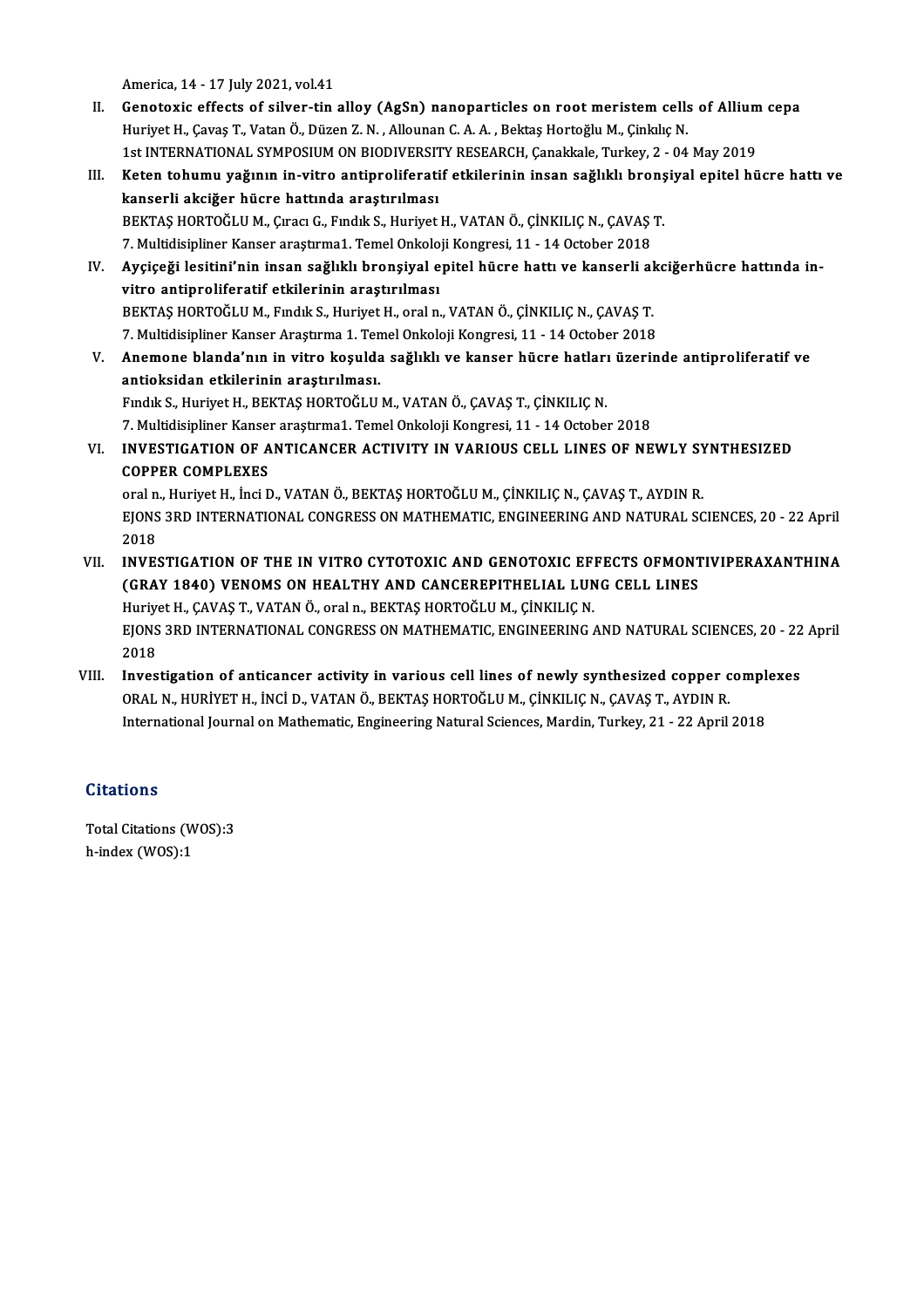America, 14 - 17 July 2021, vol.41

II. **Genotoxic effects of silver-tin alloy (AgSn) nanoparticles on root meristem cells of Allium cepa**
Huriyet H., Çavaş T., Vatan Ö., Düzen Z. N. , Allounan C. A. A. , Bektaş Hortoğlu M., Çinkılıç N.
1st INTERNATIONAL SYMPOSIUM ON BIODIVERSITY RESEARCH, Çanakkale, Turkey, 2 - 04 May 2019

III. **Keten tohumu yağının in-vitro antiproliferatif etkilerinin insan sağlıklı bronşiyal epitel hücre hattı ve kanserli akciğer hücre hattında araştırılması**
BEKTAŞ HORTOĞLU M., Çıracı G., Fındık S., Huriyet H., VATAN Ö., ÇİNKILIÇ N., ÇAVAŞ T.
7. Multidisipliner Kanser araştırma1. Temel Onkoloji Kongresi, 11 - 14 October 2018

IV. **Ayçiçeği lesitini'nin insan sağlıklı bronşiyal epitel hücre hattı ve kanserli akciğerhücre hattında in-vitro antiproliferatif etkilerinin araştırılması**
BEKTAŞ HORTOĞLU M., Fındık S., Huriyet H., oral n., VATAN Ö., ÇİNKILIÇ N., ÇAVAŞ T.
7. Multidisipliner Kanser Araştırma 1. Temel Onkoloji Kongresi, 11 - 14 October 2018

V. **Anemone blanda'nın in vitro koşulda sağlıklı ve kanser hücre hatları üzerinde antiproliferatif ve antioksidan etkilerinin araştırılması.**
Fındık S., Huriyet H., BEKTAŞ HORTOĞLU M., VATAN Ö., ÇAVAŞ T., ÇİNKILIÇ N.
7. Multidisipliner Kanser araştırma1. Temel Onkoloji Kongresi, 11 - 14 October 2018

VI. **INVESTIGATION OF ANTICANCER ACTIVITY IN VARIOUS CELL LINES OF NEWLY SYNTHESIZED COPPER COMPLEXES**
oral n., Huriyet H., İnci D., VATAN Ö., BEKTAŞ HORTOĞLU M., ÇİNKILIÇ N., ÇAVAŞ T., AYDIN R.
EJONS 3RD INTERNATIONAL CONGRESS ON MATHEMATIC, ENGINEERING AND NATURAL SCIENCES, 20 - 22 April 2018

VII. **INVESTIGATION OF THE IN VITRO CYTOTOXIC AND GENOTOXIC EFFECTS OFMONTIVIPERAXANTHINA (GRAY 1840) VENOMS ON HEALTHY AND CANCEREPITHELIAL LUNG CELL LINES**
Huriyet H., ÇAVAŞ T., VATAN Ö., oral n., BEKTAŞ HORTOĞLU M., ÇİNKILIÇ N.
EJONS 3RD INTERNATIONAL CONGRESS ON MATHEMATIC, ENGINEERING AND NATURAL SCIENCES, 20 - 22 April 2018

VIII. **Investigation of anticancer activity in various cell lines of newly synthesized copper complexes**
ORAL N., HURİYET H., İNCİ D., VATAN Ö., BEKTAŞ HORTOĞLU M., ÇİNKILIÇ N., ÇAVAŞ T., AYDIN R.
International Journal on Mathematic, Engineering Natural Sciences, Mardin, Turkey, 21 - 22 April 2018

## Citations

Total Citations (WOS):3
h-index (WOS):1